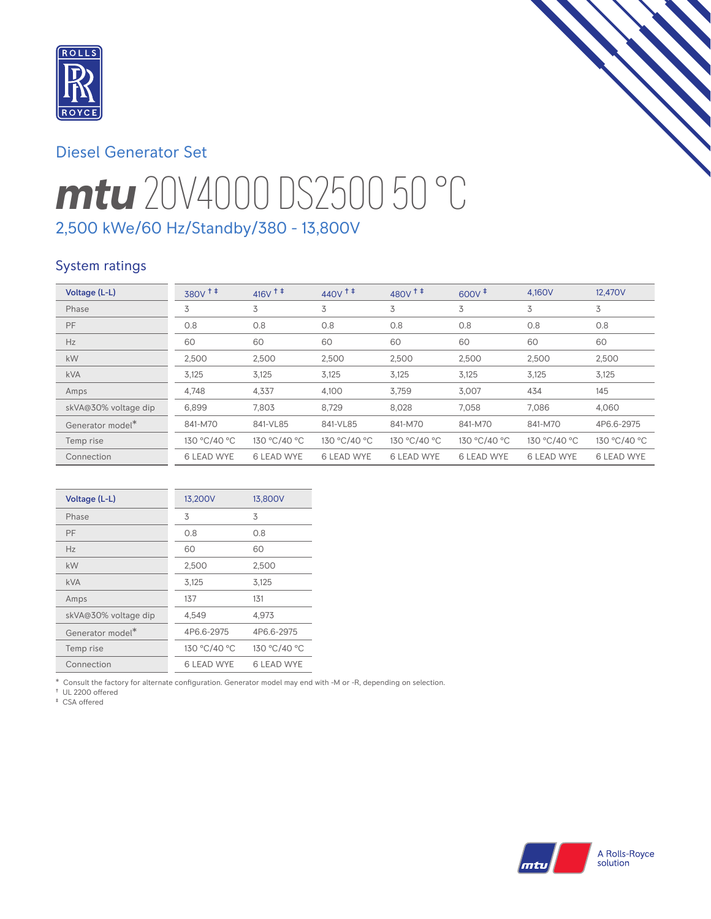## Diesel Generator Set

# mtu 20V4000 DS2500 50 °C

## 2,500 kWe/60 Hz/Standby/380 - 13,800V

### System ratings

| Voltage (L-L) | 380V † ‡ | 416V † ‡ | 440V † ‡ | 480V † ‡ | 600V ‡ | 4,160V | 12,470V |
|---|---|---|---|---|---|---|---|
| Phase | 3 | 3 | 3 | 3 | 3 | 3 | 3 |
| PF | 0.8 | 0.8 | 0.8 | 0.8 | 0.8 | 0.8 | 0.8 |
| Hz | 60 | 60 | 60 | 60 | 60 | 60 | 60 |
| kW | 2,500 | 2,500 | 2,500 | 2,500 | 2,500 | 2,500 | 2,500 |
| kVA | 3,125 | 3,125 | 3,125 | 3,125 | 3,125 | 3,125 | 3,125 |
| Amps | 4,748 | 4,337 | 4,100 | 3,759 | 3,007 | 434 | 145 |
| skVA@30% voltage dip | 6,899 | 7,803 | 8,729 | 8,028 | 7,058 | 7,086 | 4,060 |
| Generator model* | 841-M70 | 841-VL85 | 841-VL85 | 841-M70 | 841-M70 | 841-M70 | 4P6.6-2975 |
| Temp rise | 130 °C/40 °C | 130 °C/40 °C | 130 °C/40 °C | 130 °C/40 °C | 130 °C/40 °C | 130 °C/40 °C | 130 °C/40 °C |
| Connection | 6 LEAD WYE | 6 LEAD WYE | 6 LEAD WYE | 6 LEAD WYE | 6 LEAD WYE | 6 LEAD WYE | 6 LEAD WYE |

| Voltage (L-L) | 13,200V | 13,800V |
|---|---|---|
| Phase | 3 | 3 |
| PF | 0.8 | 0.8 |
| Hz | 60 | 60 |
| kW | 2,500 | 2,500 |
| kVA | 3,125 | 3,125 |
| Amps | 137 | 131 |
| skVA@30% voltage dip | 4,549 | 4,973 |
| Generator model* | 4P6.6-2975 | 4P6.6-2975 |
| Temp rise | 130 °C/40 °C | 130 °C/40 °C |
| Connection | 6 LEAD WYE | 6 LEAD WYE |

* Consult the factory for alternate configuration. Generator model may end with -M or -R, depending on selection.
† UL 2200 offered
‡ CSA offered

A Rolls-Royce solution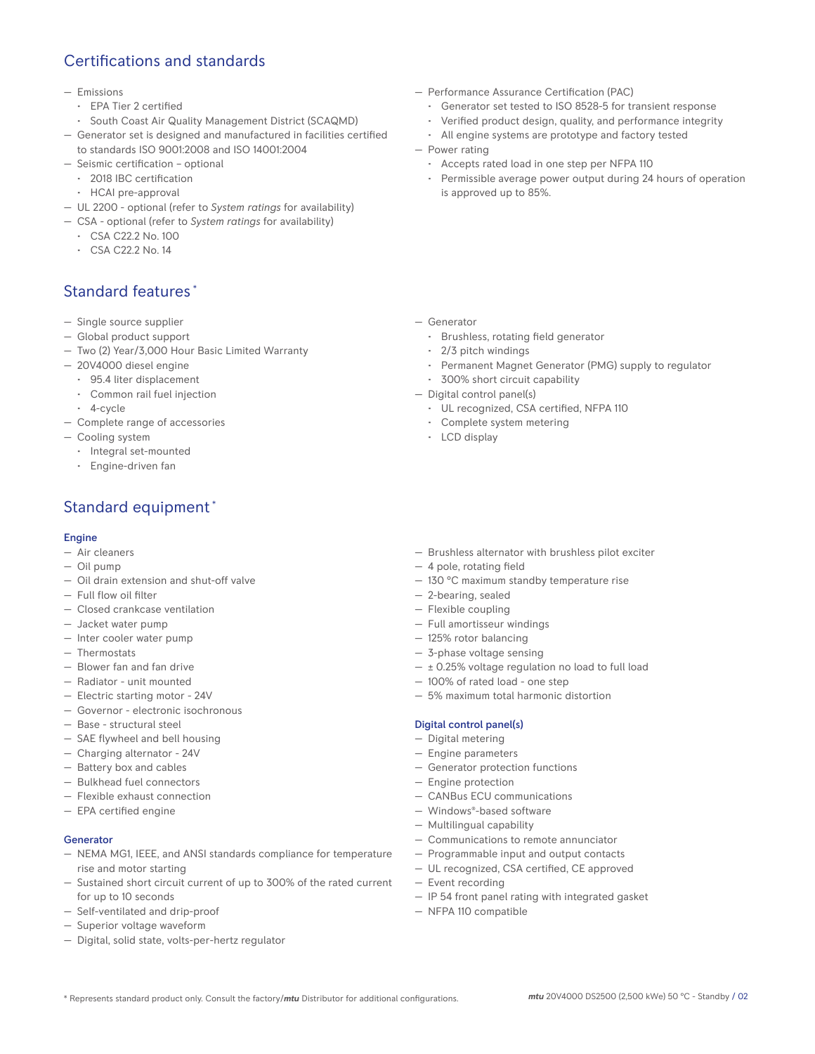## Certifications and standards

- Emissions
  - EPA Tier 2 certified
  - South Coast Air Quality Management District (SCAQMD)
- Generator set is designed and manufactured in facilities certified to standards ISO 9001:2008 and ISO 14001:2004
- Seismic certification – optional
  - 2018 IBC certification
  - HCAI pre-approval
- UL 2200 - optional (refer to *System ratings* for availability)
- CSA - optional (refer to *System ratings* for availability)
  - CSA C22.2 No. 100
  - CSA C22.2 No. 14
- Performance Assurance Certification (PAC)
  - Generator set tested to ISO 8528-5 for transient response
  - Verified product design, quality, and performance integrity
  - All engine systems are prototype and factory tested
- Power rating
  - Accepts rated load in one step per NFPA 110
  - Permissible average power output during 24 hours of operation is approved up to 85%.

## Standard features *

- Single source supplier
- Global product support
- Two (2) Year/3,000 Hour Basic Limited Warranty
- 20V4000 diesel engine
  - 95.4 liter displacement
  - Common rail fuel injection
  - 4-cycle
- Complete range of accessories
- Cooling system
  - Integral set-mounted
  - Engine-driven fan
- Generator
  - Brushless, rotating field generator
  - 2/3 pitch windings
  - Permanent Magnet Generator (PMG) supply to regulator
  - 300% short circuit capability
- Digital control panel(s)
  - UL recognized, CSA certified, NFPA 110
  - Complete system metering
  - LCD display

## Standard equipment *

### Engine

- Air cleaners
- Oil pump
- Oil drain extension and shut-off valve
- Full flow oil filter
- Closed crankcase ventilation
- Jacket water pump
- Inter cooler water pump
- Thermostats
- Blower fan and fan drive
- Radiator - unit mounted
- Electric starting motor - 24V
- Governor - electronic isochronous
- Base - structural steel
- SAE flywheel and bell housing
- Charging alternator - 24V
- Battery box and cables
- Bulkhead fuel connectors
- Flexible exhaust connection
- EPA certified engine

### Generator

- NEMA MG1, IEEE, and ANSI standards compliance for temperature rise and motor starting
- Sustained short circuit current of up to 300% of the rated current for up to 10 seconds
- Self-ventilated and drip-proof
- Superior voltage waveform
- Digital, solid state, volts-per-hertz regulator
- Brushless alternator with brushless pilot exciter
- 4 pole, rotating field
- 130 °C maximum standby temperature rise
- 2-bearing, sealed
- Flexible coupling
- Full amortisseur windings
- 125% rotor balancing
- 3-phase voltage sensing
- ± 0.25% voltage regulation no load to full load
- 100% of rated load - one step
- 5% maximum total harmonic distortion

### Digital control panel(s)

- Digital metering
- Engine parameters
- Generator protection functions
- Engine protection
- CANBus ECU communications
- Windows®-based software
- Multilingual capability
- Communications to remote annunciator
- Programmable input and output contacts
- UL recognized, CSA certified, CE approved
- Event recording
- IP 54 front panel rating with integrated gasket
- NFPA 110 compatible

* Represents standard product only. Consult the factory/*mtu* Distributor for additional configurations.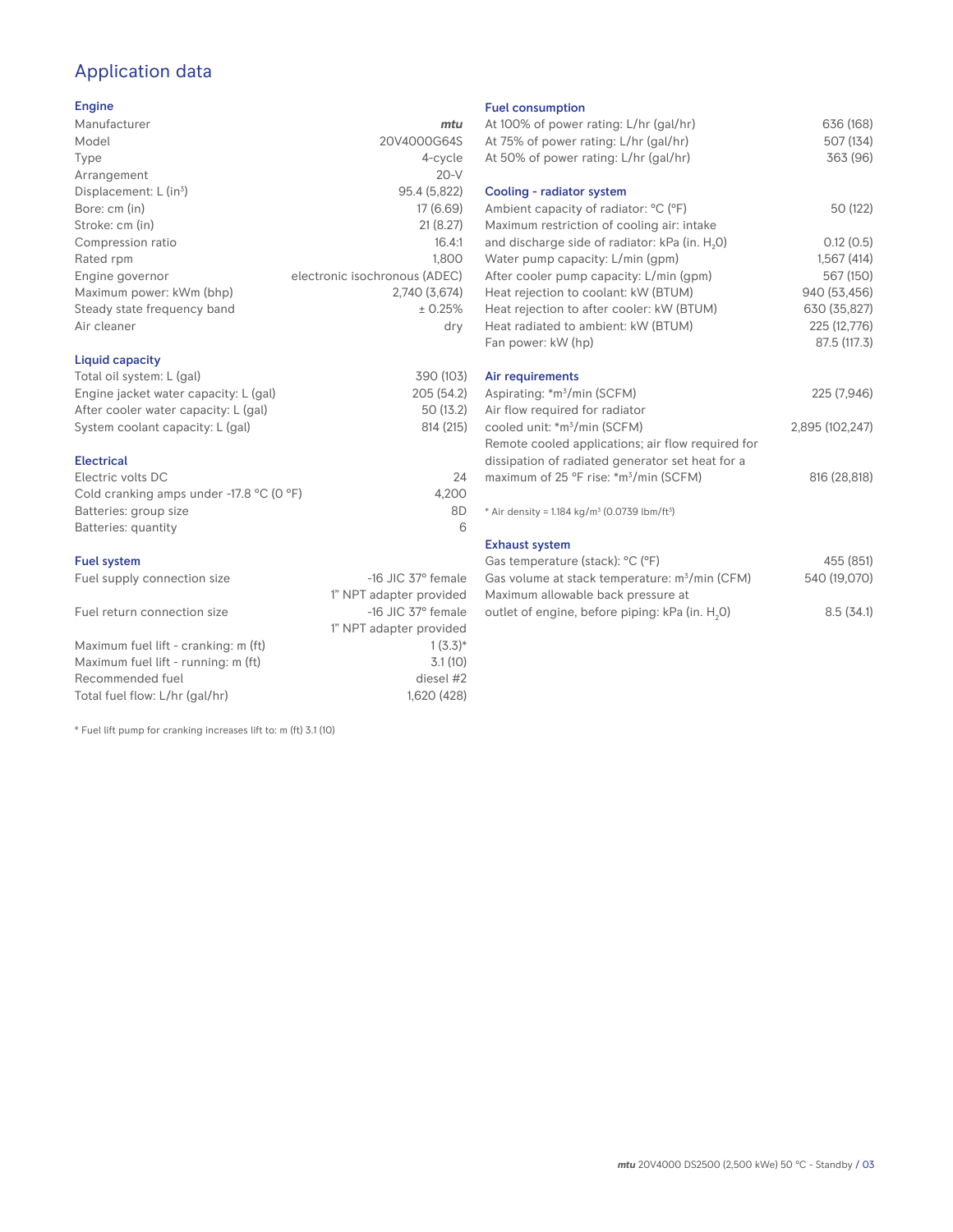# Application data

## Engine

| | |
|---|---|
| Manufacturer | *mtu* |
| Model | 20V4000G64S |
| Type | 4-cycle |
| Arrangement | 20-V |
| Displacement: L ($in^3$) | 95.4 (5,822) |
| Bore: cm (in) | 17 (6.69) |
| Stroke: cm (in) | 21 (8.27) |
| Compression ratio | 16.4:1 |
| Rated rpm | 1,800 |
| Engine governor | electronic isochronous (ADEC) |
| Maximum power: kWm (bhp) | 2,740 (3,674) |
| Steady state frequency band | ± 0.25% |
| Air cleaner | dry |

## Liquid capacity

| | |
|---|---|
| Total oil system: L (gal) | 390 (103) |
| Engine jacket water capacity: L (gal) | 205 (54.2) |
| After cooler water capacity: L (gal) | 50 (13.2) |
| System coolant capacity: L (gal) | 814 (215) |

## Electrical

| | |
|---|---|
| Electric volts DC | 24 |
| Cold cranking amps under -17.8 °C (0 °F) | 4,200 |
| Batteries: group size | 8D |
| Batteries: quantity | 6 |

## Fuel system

| | |
|---|---|
| Fuel supply connection size | -16 JIC 37° female 1" NPT adapter provided |
| Fuel return connection size | -16 JIC 37° female 1" NPT adapter provided |
| Maximum fuel lift - cranking: m (ft) | 1 (3.3)* |
| Maximum fuel lift - running: m (ft) | 3.1 (10) |
| Recommended fuel | diesel #2 |
| Total fuel flow: L/hr (gal/hr) | 1,620 (428) |

\* Fuel lift pump for cranking increases lift to: m (ft) 3.1 (10)

## Fuel consumption

| | |
|---|---|
| At 100% of power rating: L/hr (gal/hr) | 636 (168) |
| At 75% of power rating: L/hr (gal/hr) | 507 (134) |
| At 50% of power rating: L/hr (gal/hr) | 363 (96) |

## Cooling - radiator system

| | |
|---|---|
| Ambient capacity of radiator: °C (°F) | 50 (122) |
| Maximum restriction of cooling air: intake and discharge side of radiator: kPa (in. $H_2O$) | 0.12 (0.5) |
| Water pump capacity: L/min (gpm) | 1,567 (414) |
| After cooler pump capacity: L/min (gpm) | 567 (150) |
| Heat rejection to coolant: kW (BTUM) | 940 (53,456) |
| Heat rejection to after cooler: kW (BTUM) | 630 (35,827) |
| Heat radiated to ambient: kW (BTUM) | 225 (12,776) |
| Fan power: kW (hp) | 87.5 (117.3) |

## Air requirements

| | |
|---|---|
| Aspirating: *$m^3$/min (SCFM) | 225 (7,946) |
| Air flow required for radiator cooled unit: *$m^3$/min (SCFM) | 2,895 (102,247) |
| Remote cooled applications; air flow required for dissipation of radiated generator set heat for a maximum of 25 °F rise: *$m^3$/min (SCFM) | 816 (28,818) |

\* Air density = 1.184 kg/$m^3$ (0.0739 lbm/$ft^3$)

## Exhaust system

| | |
|---|---|
| Gas temperature (stack): °C (°F) | 455 (851) |
| Gas volume at stack temperature: $m^3$/min (CFM) | 540 (19,070) |
| Maximum allowable back pressure at outlet of engine, before piping: kPa (in. $H_2O$) | 8.5 (34.1) |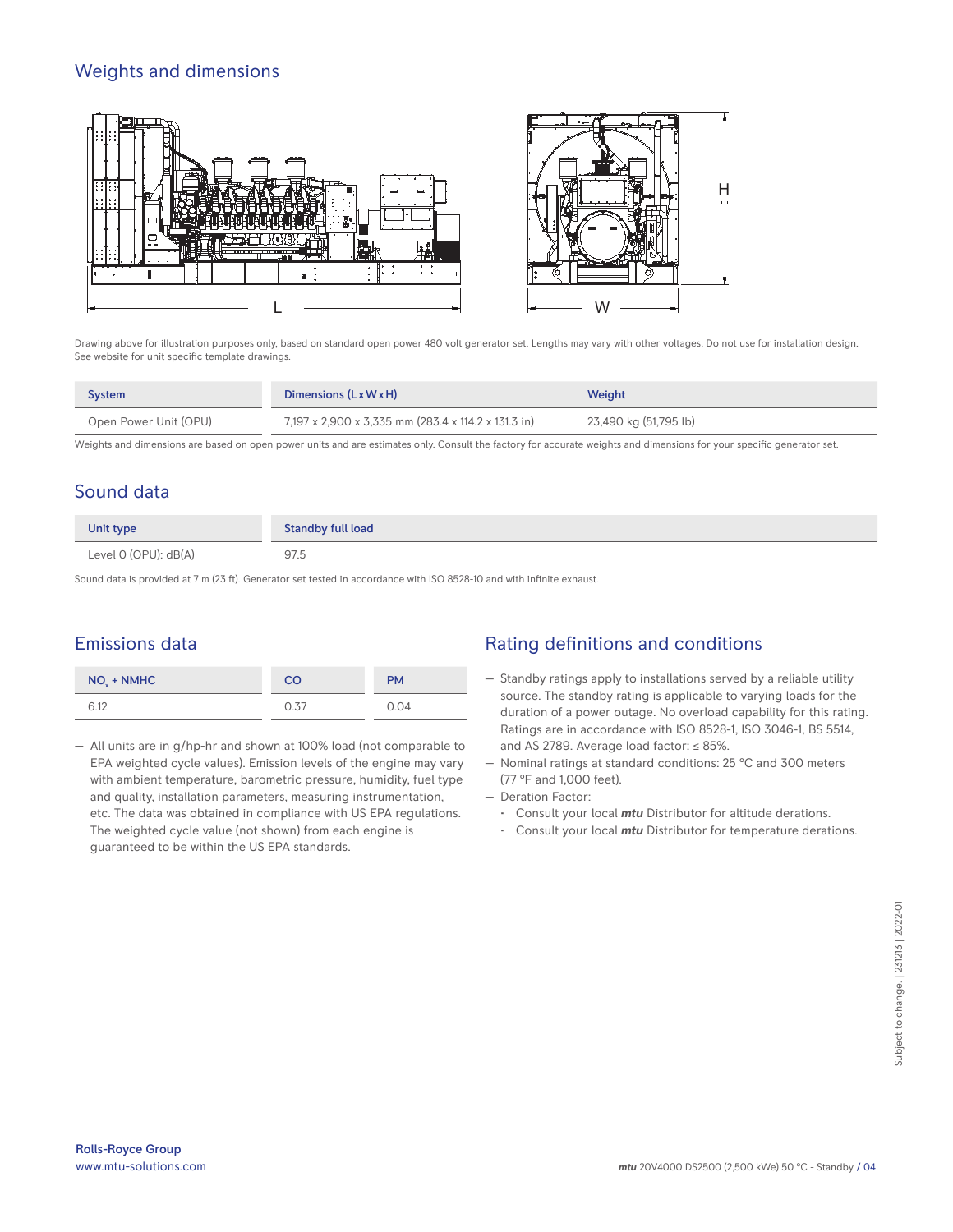## Weights and dimensions

L

W

H

Drawing above for illustration purposes only, based on standard open power 480 volt generator set. Lengths may vary with other voltages. Do not use for installation design. See website for unit specific template drawings.

| System | Dimensions (L x W x H) | Weight |
|---|---|---|
| Open Power Unit (OPU) | 7,197 x 2,900 x 3,335 mm (283.4 x 114.2 x 131.3 in) | 23,490 kg (51,795 lb) |

Weights and dimensions are based on open power units and are estimates only. Consult the factory for accurate weights and dimensions for your specific generator set.

## Sound data

| Unit type | Standby full load |
|---|---|
| Level 0 (OPU): dB(A) | 97.5 |

Sound data is provided at 7 m (23 ft). Generator set tested in accordance with ISO 8528-10 and with infinite exhaust.

## Emissions data

| $NO_x$ + NMHC | CO | PM |
|---|---|---|
| 6.12 | 0.37 | 0.04 |

— All units are in g/hp-hr and shown at 100% load (not comparable to EPA weighted cycle values). Emission levels of the engine may vary with ambient temperature, barometric pressure, humidity, fuel type and quality, installation parameters, measuring instrumentation, etc. The data was obtained in compliance with US EPA regulations. The weighted cycle value (not shown) from each engine is guaranteed to be within the US EPA standards.

## Rating definitions and conditions

— Standby ratings apply to installations served by a reliable utility source. The standby rating is applicable to varying loads for the duration of a power outage. No overload capability for this rating. Ratings are in accordance with ISO 8528-1, ISO 3046-1, BS 5514, and AS 2789. Average load factor: ≤ 85%.

— Nominal ratings at standard conditions: 25 °C and 300 meters (77 °F and 1,000 feet).

— Deration Factor:
- Consult your local ***mtu*** Distributor for altitude derations.
- Consult your local ***mtu*** Distributor for temperature derations.

Subject to change. | 231213 | 2022-01

Rolls-Royce Group
www.mtu-solutions.com